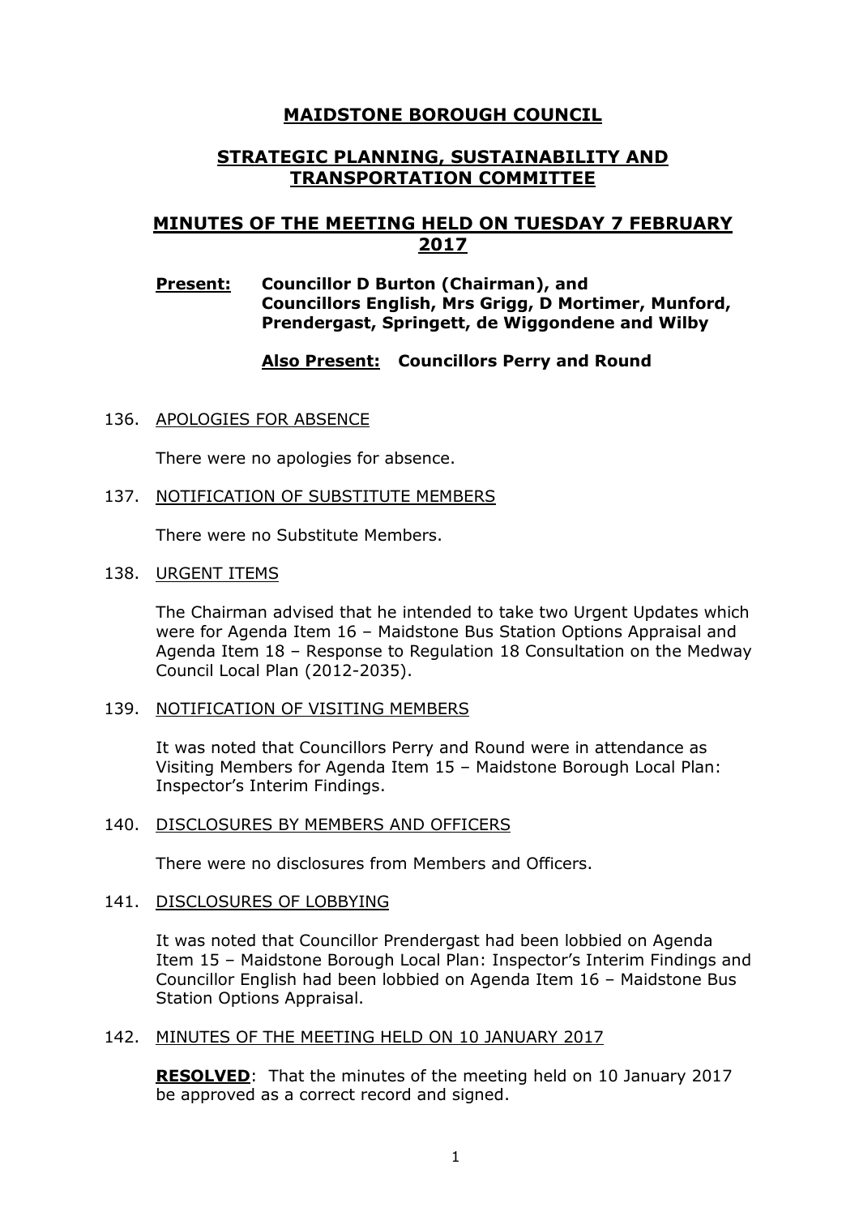# MAIDSTONE BOROUGH COUNCIL

## STRATEGIC PLANNING, SUSTAINABILITY AND TRANSPORTATION COMMITTEE

## MINUTES OF THE MEETING HELD ON TUESDAY 7 FEBRUARY 2017

**Present:** **Councillor D Burton (Chairman), and Councillors English, Mrs Grigg, D Mortimer, Munford, Prendergast, Springett, de Wiggondene and Wilby**

**Also Present:** **Councillors Perry and Round**

136. APOLOGIES FOR ABSENCE

There were no apologies for absence.

137. NOTIFICATION OF SUBSTITUTE MEMBERS

There were no Substitute Members.

138. URGENT ITEMS

The Chairman advised that he intended to take two Urgent Updates which were for Agenda Item 16 – Maidstone Bus Station Options Appraisal and Agenda Item 18 – Response to Regulation 18 Consultation on the Medway Council Local Plan (2012-2035).

139. NOTIFICATION OF VISITING MEMBERS

It was noted that Councillors Perry and Round were in attendance as Visiting Members for Agenda Item 15 – Maidstone Borough Local Plan: Inspector's Interim Findings.

140. DISCLOSURES BY MEMBERS AND OFFICERS

There were no disclosures from Members and Officers.

141. DISCLOSURES OF LOBBYING

It was noted that Councillor Prendergast had been lobbied on Agenda Item 15 – Maidstone Borough Local Plan: Inspector's Interim Findings and Councillor English had been lobbied on Agenda Item 16 – Maidstone Bus Station Options Appraisal.

142. MINUTES OF THE MEETING HELD ON 10 JANUARY 2017

**RESOLVED**: That the minutes of the meeting held on 10 January 2017 be approved as a correct record and signed.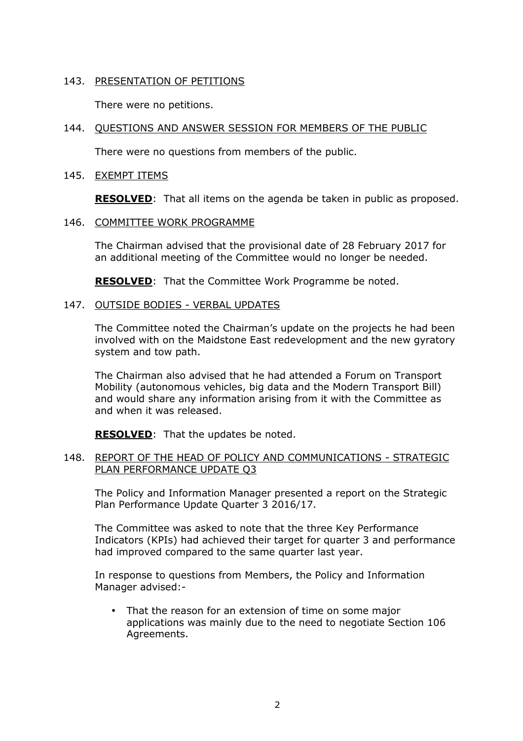## 143. PRESENTATION OF PETITIONS

There were no petitions.

## 144. QUESTIONS AND ANSWER SESSION FOR MEMBERS OF THE PUBLIC

There were no questions from members of the public.

## 145. EXEMPT ITEMS

**RESOLVED**: That all items on the agenda be taken in public as proposed.

## 146. COMMITTEE WORK PROGRAMME

The Chairman advised that the provisional date of 28 February 2017 for an additional meeting of the Committee would no longer be needed.

**RESOLVED**: That the Committee Work Programme be noted.

## 147. OUTSIDE BODIES - VERBAL UPDATES

The Committee noted the Chairman's update on the projects he had been involved with on the Maidstone East redevelopment and the new gyratory system and tow path.

The Chairman also advised that he had attended a Forum on Transport Mobility (autonomous vehicles, big data and the Modern Transport Bill) and would share any information arising from it with the Committee as and when it was released.

**RESOLVED**: That the updates be noted.

## 148. REPORT OF THE HEAD OF POLICY AND COMMUNICATIONS - STRATEGIC PLAN PERFORMANCE UPDATE Q3

The Policy and Information Manager presented a report on the Strategic Plan Performance Update Quarter 3 2016/17.

The Committee was asked to note that the three Key Performance Indicators (KPIs) had achieved their target for quarter 3 and performance had improved compared to the same quarter last year.

In response to questions from Members, the Policy and Information Manager advised:-

- That the reason for an extension of time on some major applications was mainly due to the need to negotiate Section 106 Agreements.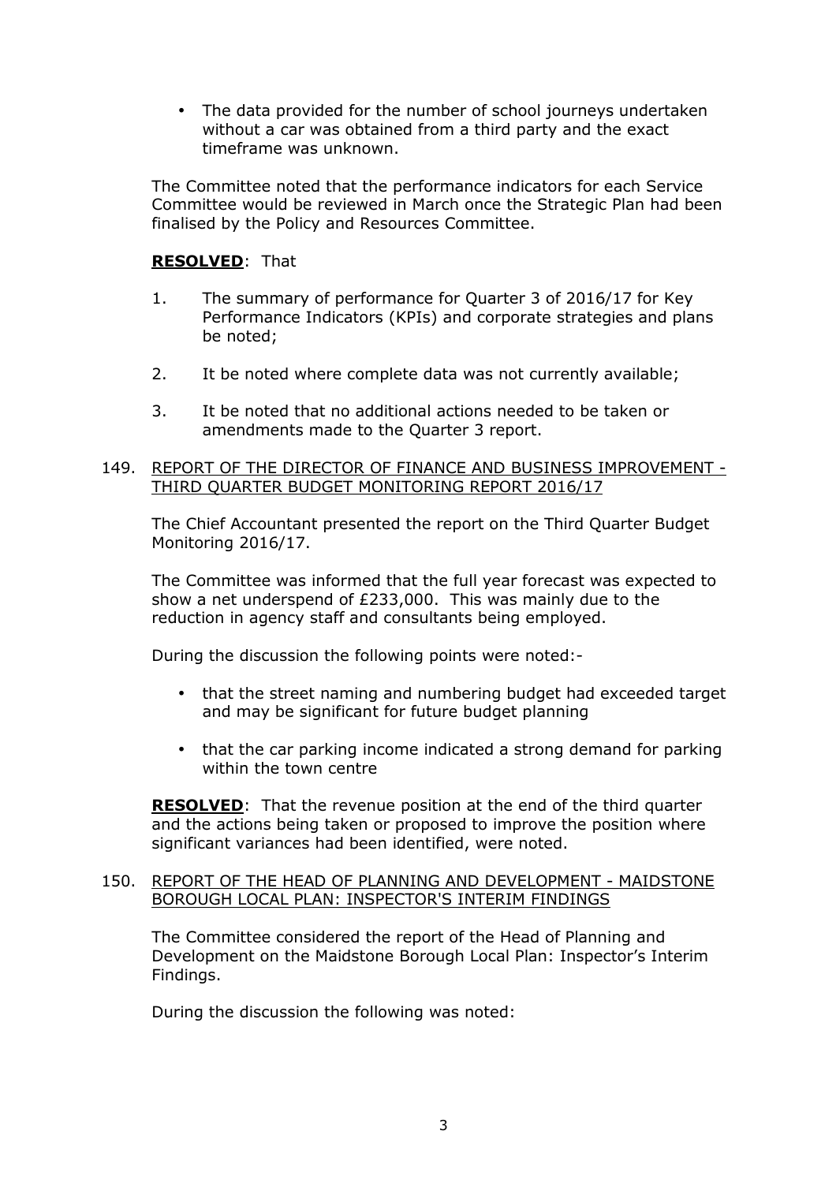- The data provided for the number of school journeys undertaken without a car was obtained from a third party and the exact timeframe was unknown.

The Committee noted that the performance indicators for each Service Committee would be reviewed in March once the Strategic Plan had been finalised by the Policy and Resources Committee.

**RESOLVED**: That

1. The summary of performance for Quarter 3 of 2016/17 for Key Performance Indicators (KPIs) and corporate strategies and plans be noted;
2. It be noted where complete data was not currently available;
3. It be noted that no additional actions needed to be taken or amendments made to the Quarter 3 report.

149. REPORT OF THE DIRECTOR OF FINANCE AND BUSINESS IMPROVEMENT - THIRD QUARTER BUDGET MONITORING REPORT 2016/17

The Chief Accountant presented the report on the Third Quarter Budget Monitoring 2016/17.

The Committee was informed that the full year forecast was expected to show a net underspend of £233,000. This was mainly due to the reduction in agency staff and consultants being employed.

During the discussion the following points were noted:-

- that the street naming and numbering budget had exceeded target and may be significant for future budget planning
- that the car parking income indicated a strong demand for parking within the town centre

**RESOLVED**: That the revenue position at the end of the third quarter and the actions being taken or proposed to improve the position where significant variances had been identified, were noted.

150. REPORT OF THE HEAD OF PLANNING AND DEVELOPMENT - MAIDSTONE BOROUGH LOCAL PLAN: INSPECTOR'S INTERIM FINDINGS

The Committee considered the report of the Head of Planning and Development on the Maidstone Borough Local Plan: Inspector's Interim Findings.

During the discussion the following was noted: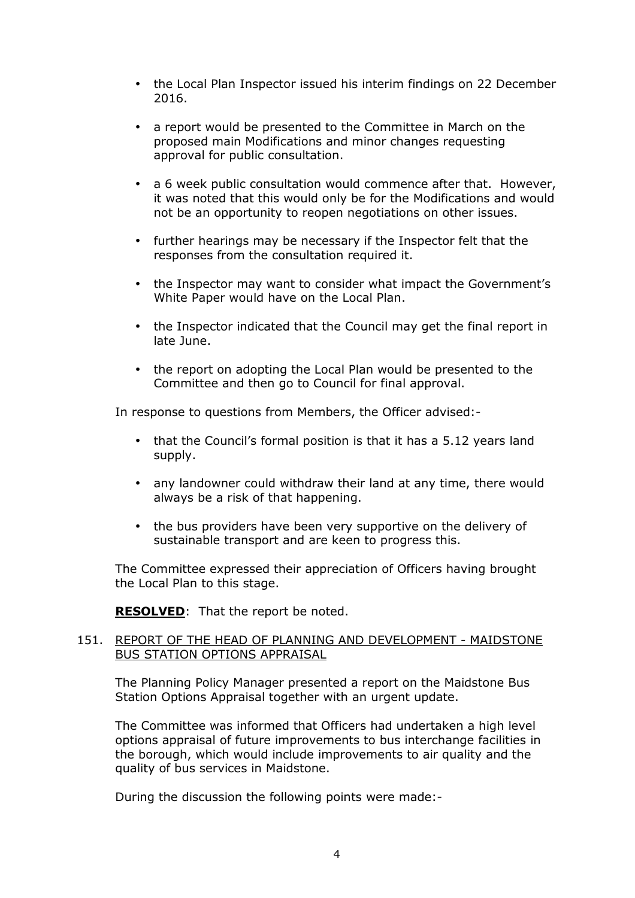- the Local Plan Inspector issued his interim findings on 22 December 2016.
- a report would be presented to the Committee in March on the proposed main Modifications and minor changes requesting approval for public consultation.
- a 6 week public consultation would commence after that. However, it was noted that this would only be for the Modifications and would not be an opportunity to reopen negotiations on other issues.
- further hearings may be necessary if the Inspector felt that the responses from the consultation required it.
- the Inspector may want to consider what impact the Government's White Paper would have on the Local Plan.
- the Inspector indicated that the Council may get the final report in late June.
- the report on adopting the Local Plan would be presented to the Committee and then go to Council for final approval.

In response to questions from Members, the Officer advised:-

- that the Council's formal position is that it has a 5.12 years land supply.
- any landowner could withdraw their land at any time, there would always be a risk of that happening.
- the bus providers have been very supportive on the delivery of sustainable transport and are keen to progress this.

The Committee expressed their appreciation of Officers having brought the Local Plan to this stage.

**RESOLVED**: That the report be noted.

151. REPORT OF THE HEAD OF PLANNING AND DEVELOPMENT - MAIDSTONE BUS STATION OPTIONS APPRAISAL

The Planning Policy Manager presented a report on the Maidstone Bus Station Options Appraisal together with an urgent update.

The Committee was informed that Officers had undertaken a high level options appraisal of future improvements to bus interchange facilities in the borough, which would include improvements to air quality and the quality of bus services in Maidstone.

During the discussion the following points were made:-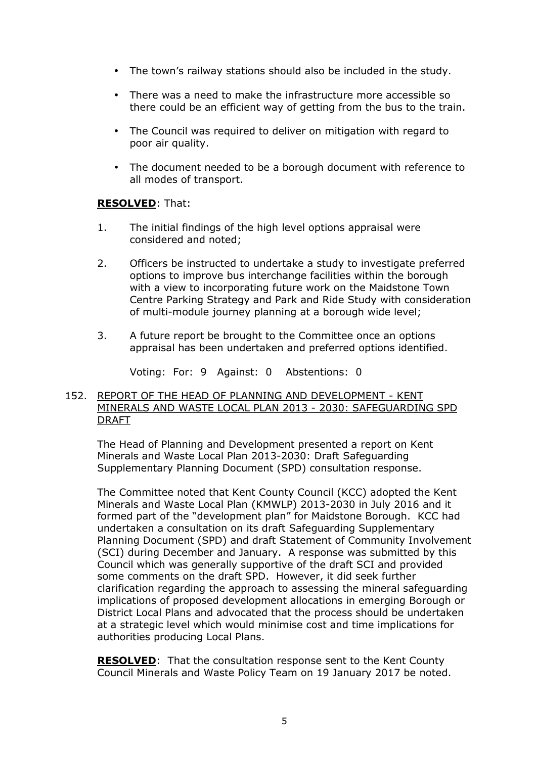- The town's railway stations should also be included in the study.
- There was a need to make the infrastructure more accessible so there could be an efficient way of getting from the bus to the train.
- The Council was required to deliver on mitigation with regard to poor air quality.
- The document needed to be a borough document with reference to all modes of transport.

**RESOLVED**: That:

1. The initial findings of the high level options appraisal were considered and noted;
2. Officers be instructed to undertake a study to investigate preferred options to improve bus interchange facilities within the borough with a view to incorporating future work on the Maidstone Town Centre Parking Strategy and Park and Ride Study with consideration of multi-module journey planning at a borough wide level;
3. A future report be brought to the Committee once an options appraisal has been undertaken and preferred options identified.

Voting: For: 9 Against: 0 Abstentions: 0

152. REPORT OF THE HEAD OF PLANNING AND DEVELOPMENT - KENT MINERALS AND WASTE LOCAL PLAN 2013 - 2030: SAFEGUARDING SPD DRAFT

The Head of Planning and Development presented a report on Kent Minerals and Waste Local Plan 2013-2030: Draft Safeguarding Supplementary Planning Document (SPD) consultation response.

The Committee noted that Kent County Council (KCC) adopted the Kent Minerals and Waste Local Plan (KMWLP) 2013-2030 in July 2016 and it formed part of the "development plan" for Maidstone Borough. KCC had undertaken a consultation on its draft Safeguarding Supplementary Planning Document (SPD) and draft Statement of Community Involvement (SCI) during December and January. A response was submitted by this Council which was generally supportive of the draft SCI and provided some comments on the draft SPD. However, it did seek further clarification regarding the approach to assessing the mineral safeguarding implications of proposed development allocations in emerging Borough or District Local Plans and advocated that the process should be undertaken at a strategic level which would minimise cost and time implications for authorities producing Local Plans.

**RESOLVED**: That the consultation response sent to the Kent County Council Minerals and Waste Policy Team on 19 January 2017 be noted.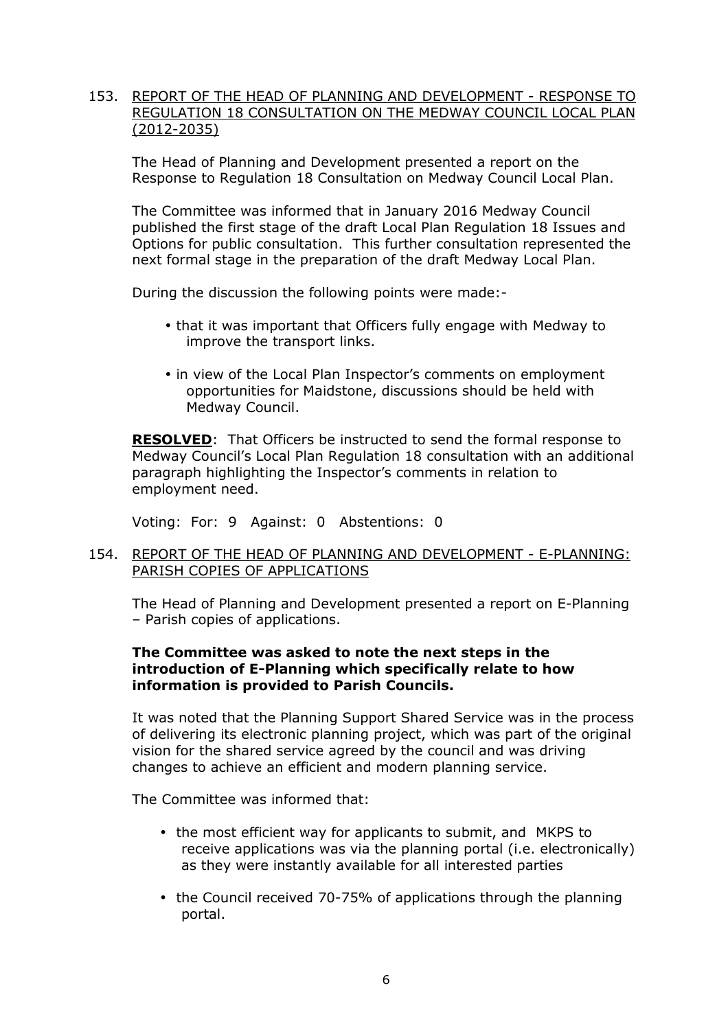153. <u>REPORT OF THE HEAD OF PLANNING AND DEVELOPMENT - RESPONSE TO REGULATION 18 CONSULTATION ON THE MEDWAY COUNCIL LOCAL PLAN (2012-2035)</u>

The Head of Planning and Development presented a report on the Response to Regulation 18 Consultation on Medway Council Local Plan.

The Committee was informed that in January 2016 Medway Council published the first stage of the draft Local Plan Regulation 18 Issues and Options for public consultation. This further consultation represented the next formal stage in the preparation of the draft Medway Local Plan.

During the discussion the following points were made:-

- that it was important that Officers fully engage with Medway to improve the transport links.

- in view of the Local Plan Inspector's comments on employment opportunities for Maidstone, discussions should be held with Medway Council.

**<u>RESOLVED</u>**: That Officers be instructed to send the formal response to Medway Council's Local Plan Regulation 18 consultation with an additional paragraph highlighting the Inspector's comments in relation to employment need.

Voting: For: 9 Against: 0 Abstentions: 0

154. <u>REPORT OF THE HEAD OF PLANNING AND DEVELOPMENT - E-PLANNING: PARISH COPIES OF APPLICATIONS</u>

The Head of Planning and Development presented a report on E-Planning – Parish copies of applications.

**The Committee was asked to note the next steps in the introduction of E-Planning which specifically relate to how information is provided to Parish Councils.**

It was noted that the Planning Support Shared Service was in the process of delivering its electronic planning project, which was part of the original vision for the shared service agreed by the council and was driving changes to achieve an efficient and modern planning service.

The Committee was informed that:

- the most efficient way for applicants to submit, and MKPS to receive applications was via the planning portal (i.e. electronically) as they were instantly available for all interested parties

- the Council received 70-75% of applications through the planning portal.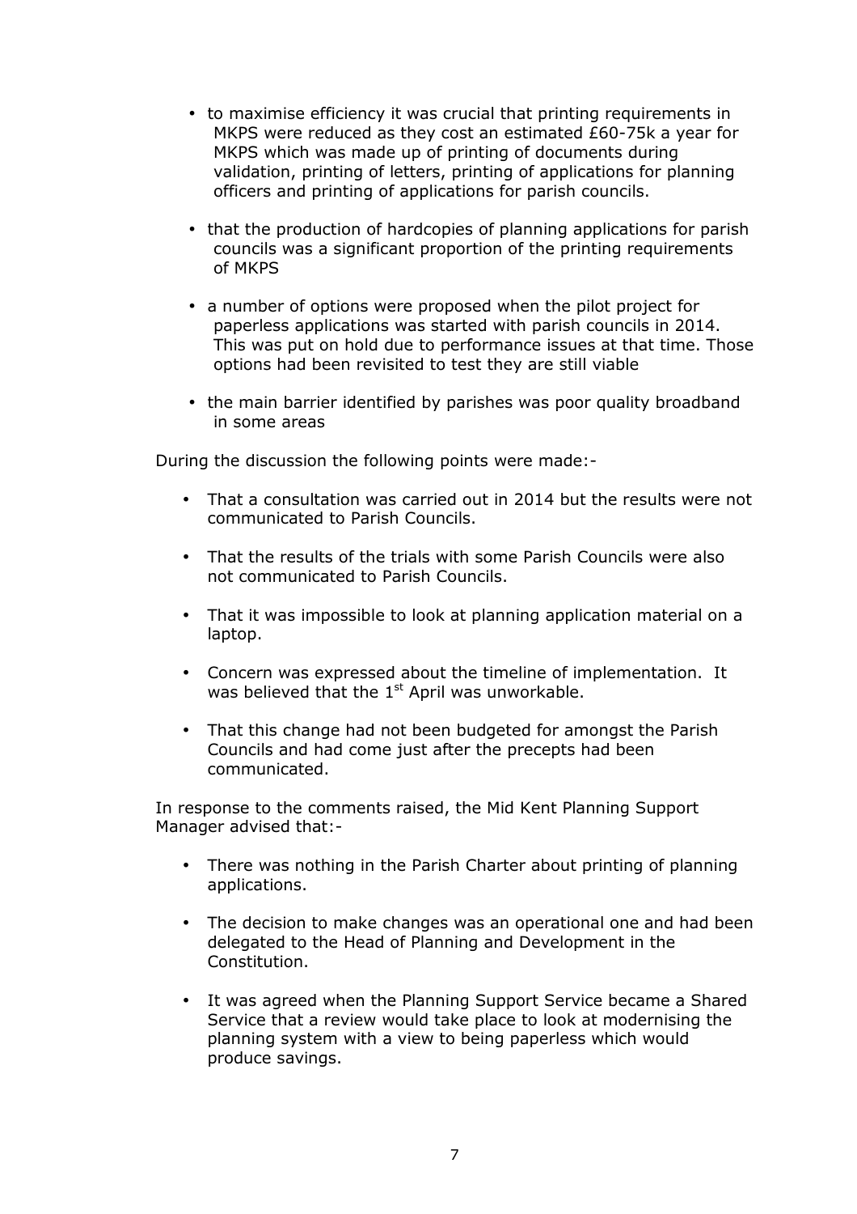- to maximise efficiency it was crucial that printing requirements in MKPS were reduced as they cost an estimated £60-75k a year for MKPS which was made up of printing of documents during validation, printing of letters, printing of applications for planning officers and printing of applications for parish councils.

- that the production of hardcopies of planning applications for parish councils was a significant proportion of the printing requirements of MKPS

- a number of options were proposed when the pilot project for paperless applications was started with parish councils in 2014. This was put on hold due to performance issues at that time. Those options had been revisited to test they are still viable

- the main barrier identified by parishes was poor quality broadband in some areas

During the discussion the following points were made:-

- That a consultation was carried out in 2014 but the results were not communicated to Parish Councils.

- That the results of the trials with some Parish Councils were also not communicated to Parish Councils.

- That it was impossible to look at planning application material on a laptop.

- Concern was expressed about the timeline of implementation. It was believed that the 1st April was unworkable.

- That this change had not been budgeted for amongst the Parish Councils and had come just after the precepts had been communicated.

In response to the comments raised, the Mid Kent Planning Support Manager advised that:-

- There was nothing in the Parish Charter about printing of planning applications.

- The decision to make changes was an operational one and had been delegated to the Head of Planning and Development in the Constitution.

- It was agreed when the Planning Support Service became a Shared Service that a review would take place to look at modernising the planning system with a view to being paperless which would produce savings.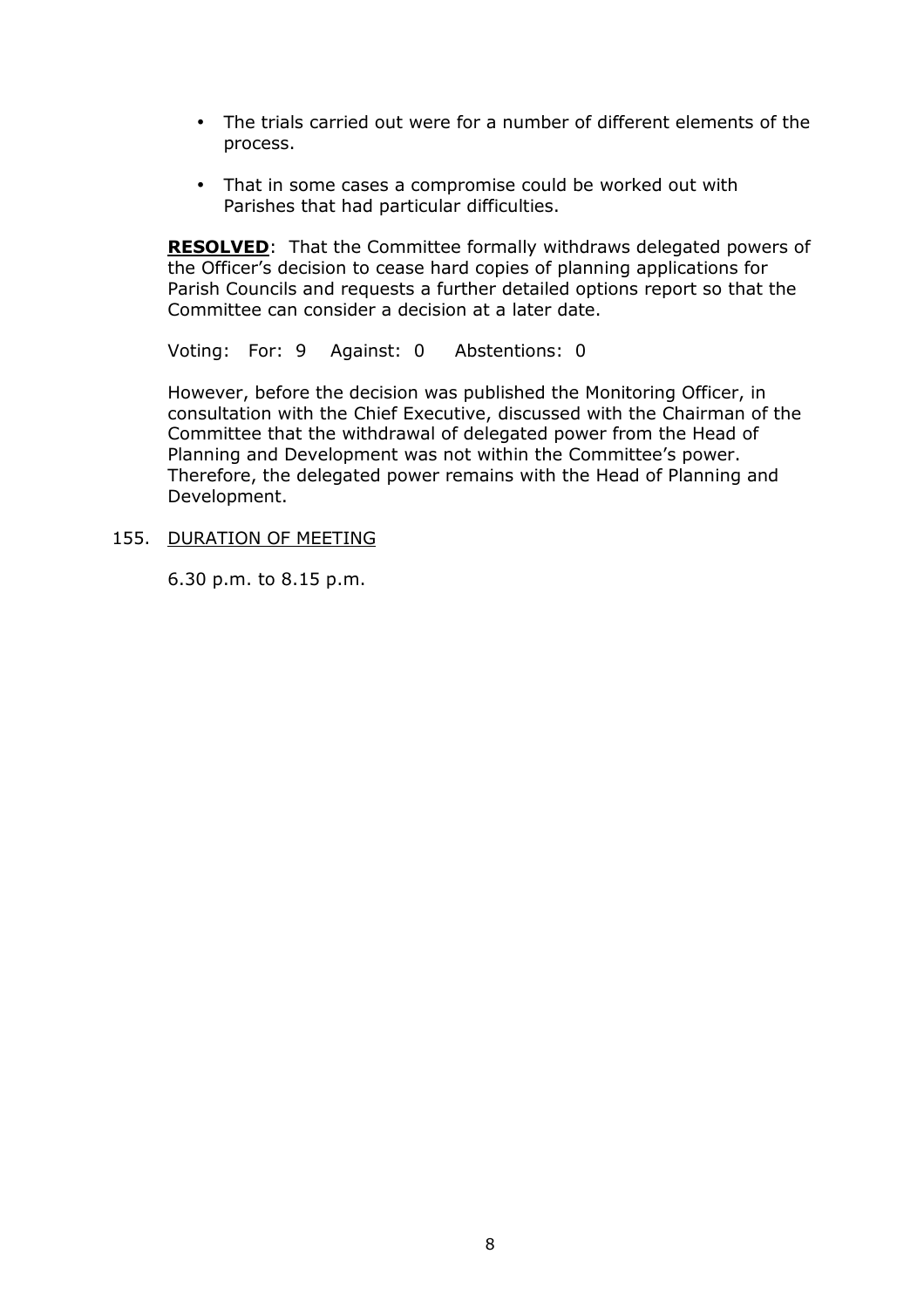- The trials carried out were for a number of different elements of the process.

- That in some cases a compromise could be worked out with Parishes that had particular difficulties.

**RESOLVED**: That the Committee formally withdraws delegated powers of the Officer's decision to cease hard copies of planning applications for Parish Councils and requests a further detailed options report so that the Committee can consider a decision at a later date.

Voting: For: 9 Against: 0 Abstentions: 0

However, before the decision was published the Monitoring Officer, in consultation with the Chief Executive, discussed with the Chairman of the Committee that the withdrawal of delegated power from the Head of Planning and Development was not within the Committee's power. Therefore, the delegated power remains with the Head of Planning and Development.

155. DURATION OF MEETING

6.30 p.m. to 8.15 p.m.